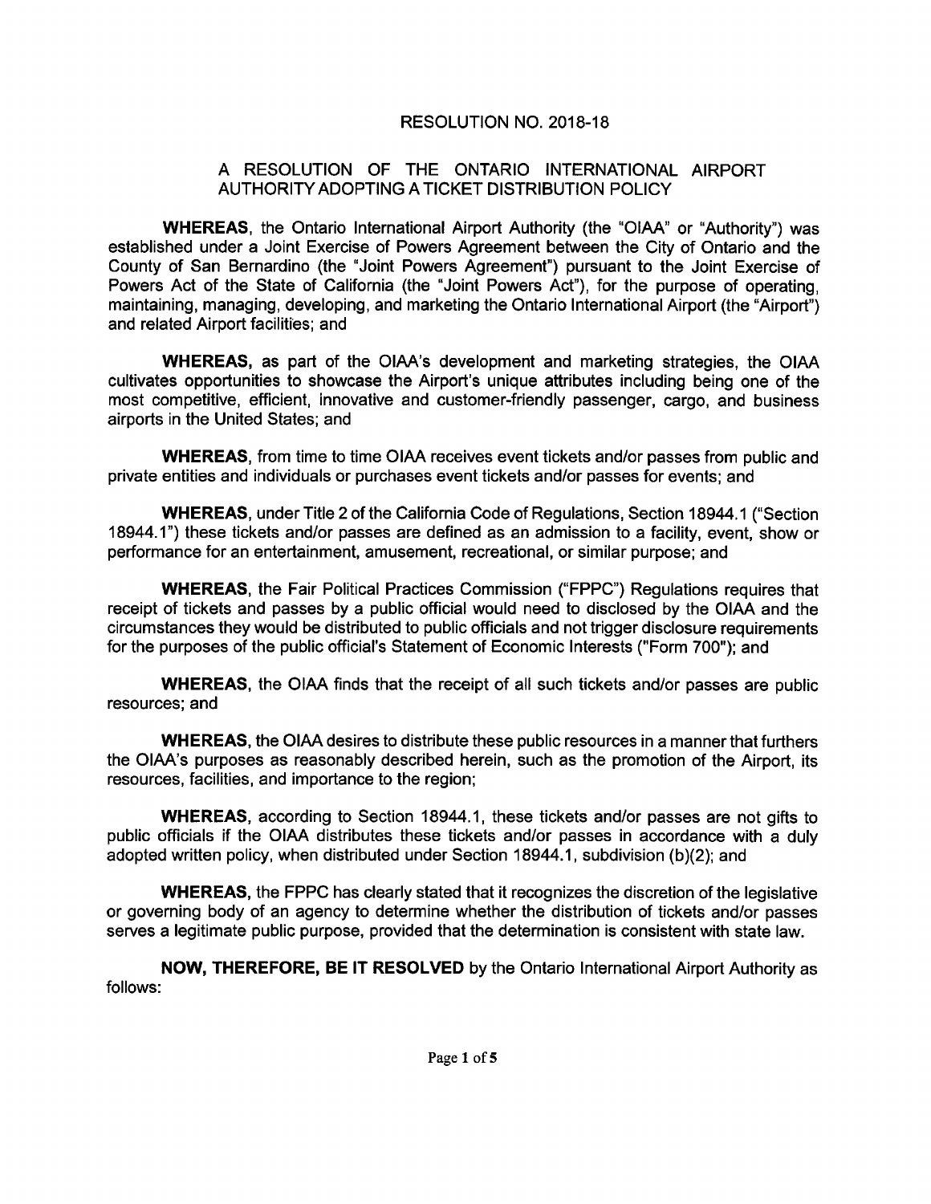# RESOLUTION NO. 2018-18

## A RESOLUTION OF THE ONTARIO INTERNATIONAL AIRPORT AUTHORITY ADOPTING A TICKET DISTRIBUTION POLICY

**WHEREAS**, the Ontario International Airport Authority (the "OIAA" or "Authority") was established under a Joint Exercise of Powers Agreement between the City of Ontario and the County of San Bernardino (the "Joint Powers Agreement") pursuant to the Joint Exercise of Powers Act of the State of California (the "Joint Powers Act"), for the purpose of operating, maintaining, managing, developing, and marketing the Ontario International Airport (the "Airport") and related Airport facilities; and

**WHEREAS,** as part of the OIAA's development and marketing strategies, the OIAA cultivates opportunities to showcase the Airport's unique attributes including being one of the most competitive, efficient, innovative and customer-friendly passenger, cargo, and business airports in the United States; and

**WHEREAS**, from time to time OIAA receives event tickets and/or passes from public and private entities and individuals or purchases event tickets and/or passes for events; and

**WHEREAS**, under Title 2 of the California Code of Regulations, Section 18944.1 ("Section 18944.1") these tickets and/or passes are defined as an admission to a facility, event, show or performance for an entertainment, amusement, recreational, or similar purpose; and

**WHEREAS**, the Fair Political Practices Commission ("FPPC") Regulations requires that receipt of tickets and passes by a public official would need to disclosed by the OIAA and the circumstances they would be distributed to public officials and not trigger disclosure requirements for the purposes of the public official's Statement of Economic Interests ("Form 700"); and

**WHEREAS**, the OIAA finds that the receipt of all such tickets and/or passes are public resources; and

**WHEREAS**, the OIAA desires to distribute these public resources in a manner that furthers the OIAA's purposes as reasonably described herein, such as the promotion of the Airport, its resources, facilities, and importance to the region;

**WHEREAS**, according to Section 18944.1, these tickets and/or passes are not gifts to public officials if the OIAA distributes these tickets and/or passes in accordance with a duly adopted written policy, when distributed under Section 18944.1, subdivision (b)(2); and

**WHEREAS**, the FPPC has clearly stated that it recognizes the discretion of the legislative or governing body of an agency to determine whether the distribution of tickets and/or passes serves a legitimate public purpose, provided that the determination is consistent with state law.

**NOW, THEREFORE, BE IT RESOLVED** by the Ontario International Airport Authority as follows: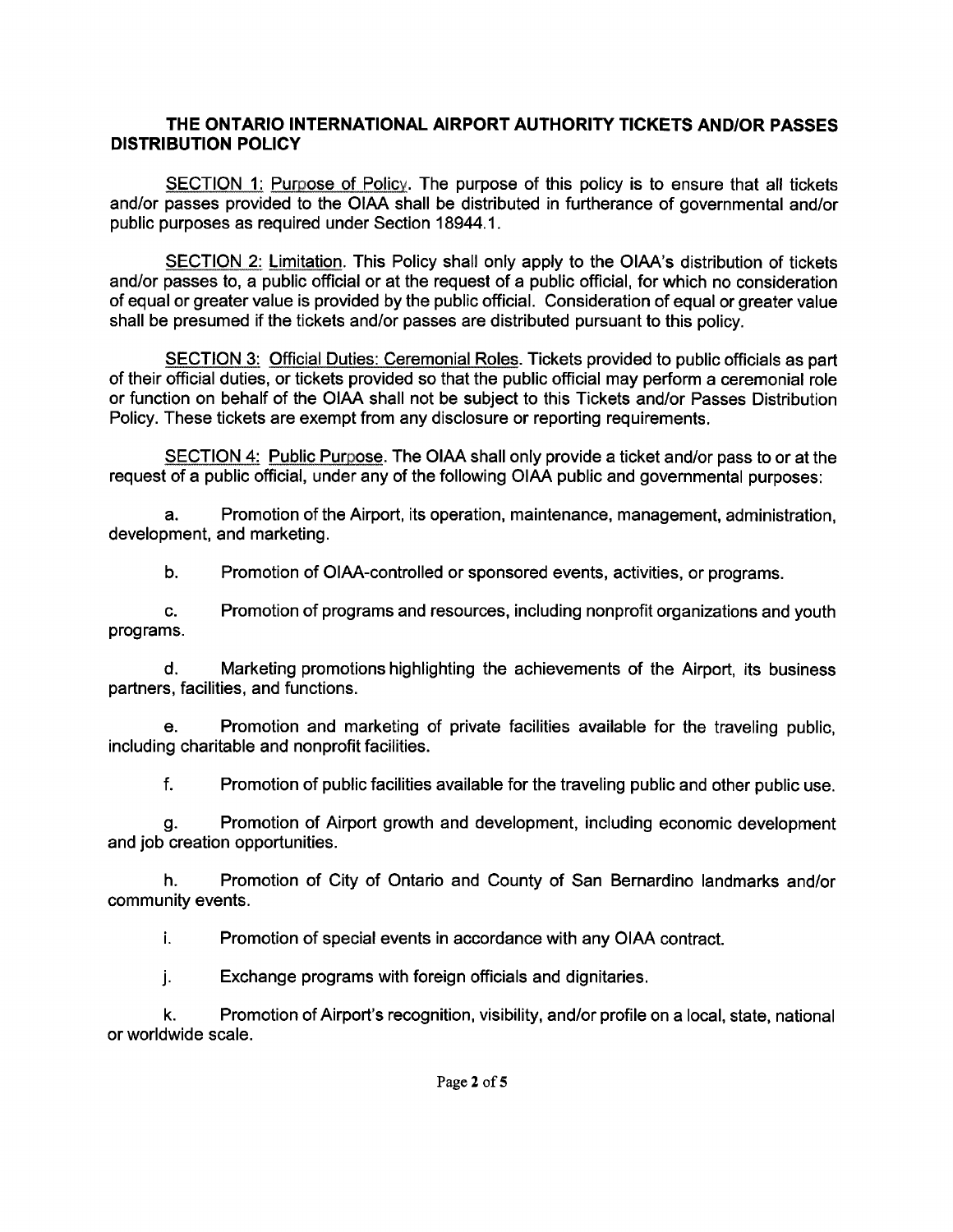## THE ONTARIO INTERNATIONAL AIRPORT AUTHORITY TICKETS AND/OR PASSES DISTRIBUTION POLICY

SECTION 1: Purpose of Policy. The purpose of this policy is to ensure that all tickets and/or passes provided to the OIAA shall be distributed in furtherance of governmental and/or public purposes as required under Section 18944.1.

SECTION 2: Limitation. This Policy shall only apply to the OIAA's distribution of tickets and/or passes to, a public official or at the request of a public official, for which no consideration of equal or greater value is provided by the public official. Consideration of equal or greater value shall be presumed if the tickets and/or passes are distributed pursuant to this policy.

SECTION 3: Official Duties: Ceremonial Roles. Tickets provided to public officials as part of their official duties, or tickets provided so that the public official may perform a ceremonial role or function on behalf of the OIAA shall not be subject to this Tickets and/or Passes Distribution Policy. These tickets are exempt from any disclosure or reporting requirements.

SECTION 4: Public Purpose. The OIAA shall only provide a ticket and/or pass to or at the request of a public official, under any of the following OIAA public and governmental purposes:

a. Promotion of the Airport, its operation, maintenance, management, administration, development, and marketing.

b. Promotion of OIAA-controlled or sponsored events, activities, or programs.

c. Promotion of programs and resources, including nonprofit organizations and youth programs.

d. Marketing promotions highlighting the achievements of the Airport, its business partners, facilities, and functions.

e. Promotion and marketing of private facilities available for the traveling public, including charitable and nonprofit facilities.

f. Promotion of public facilities available for the traveling public and other public use.

g. Promotion of Airport growth and development, including economic development and job creation opportunities.

h. Promotion of City of Ontario and County of San Bernardino landmarks and/or community events.

i. Promotion of special events in accordance with any OIAA contract.

j. Exchange programs with foreign officials and dignitaries.

k. Promotion of Airport's recognition, visibility, and/or profile on a local, state, national or worldwide scale.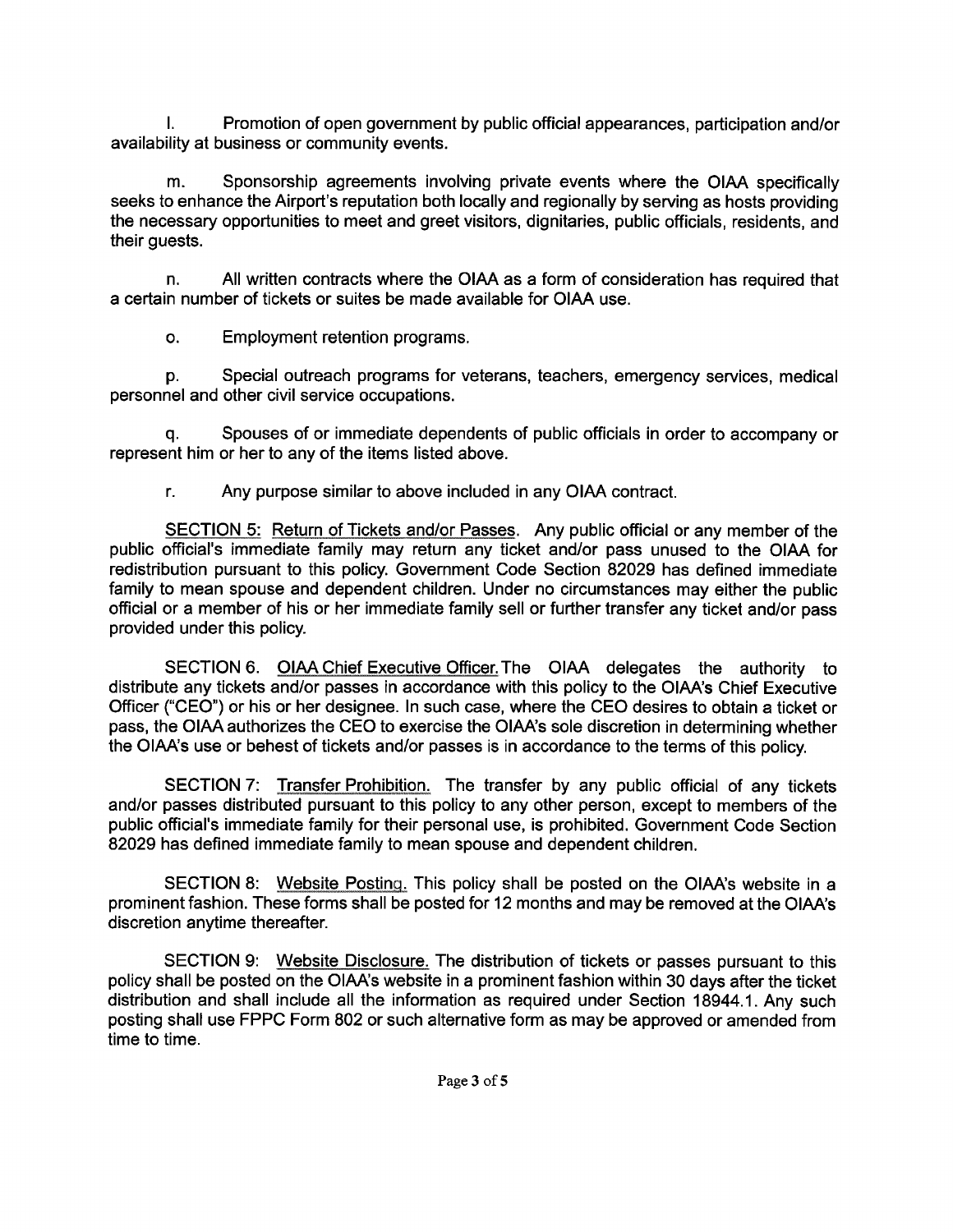l. Promotion of open government by public official appearances, participation and/or availability at business or community events.

m. Sponsorship agreements involving private events where the OIAA specifically seeks to enhance the Airport's reputation both locally and regionally by serving as hosts providing the necessary opportunities to meet and greet visitors, dignitaries, public officials, residents, and their guests.

n. All written contracts where the OIAA as a form of consideration has required that a certain number of tickets or suites be made available for OIAA use.

o. Employment retention programs.

p. Special outreach programs for veterans, teachers, emergency services, medical personnel and other civil service occupations.

q. Spouses of or immediate dependents of public officials in order to accompany or represent him or her to any of the items listed above.

r. Any purpose similar to above included in any OIAA contract.

SECTION 5: Return of Tickets and/or Passes. Any public official or any member of the public official's immediate family may return any ticket and/or pass unused to the OIAA for redistribution pursuant to this policy. Government Code Section 82029 has defined immediate family to mean spouse and dependent children. Under no circumstances may either the public official or a member of his or her immediate family sell or further transfer any ticket and/or pass provided under this policy.

SECTION 6. OIAA Chief Executive Officer. The OIAA delegates the authority to distribute any tickets and/or passes in accordance with this policy to the OIAA's Chief Executive Officer ("CEO") or his or her designee. In such case, where the CEO desires to obtain a ticket or pass, the OIAA authorizes the CEO to exercise the OIAA's sole discretion in determining whether the OIAA's use or behest of tickets and/or passes is in accordance to the terms of this policy.

SECTION 7: Transfer Prohibition. The transfer by any public official of any tickets and/or passes distributed pursuant to this policy to any other person, except to members of the public official's immediate family for their personal use, is prohibited. Government Code Section 82029 has defined immediate family to mean spouse and dependent children.

SECTION 8: Website Posting. This policy shall be posted on the OIAA's website in a prominent fashion. These forms shall be posted for 12 months and may be removed at the OIAA's discretion anytime thereafter.

SECTION 9: Website Disclosure. The distribution of tickets or passes pursuant to this policy shall be posted on the OIAA's website in a prominent fashion within 30 days after the ticket distribution and shall include all the information as required under Section 18944.1. Any such posting shall use FPPC Form 802 or such alternative form as may be approved or amended from time to time.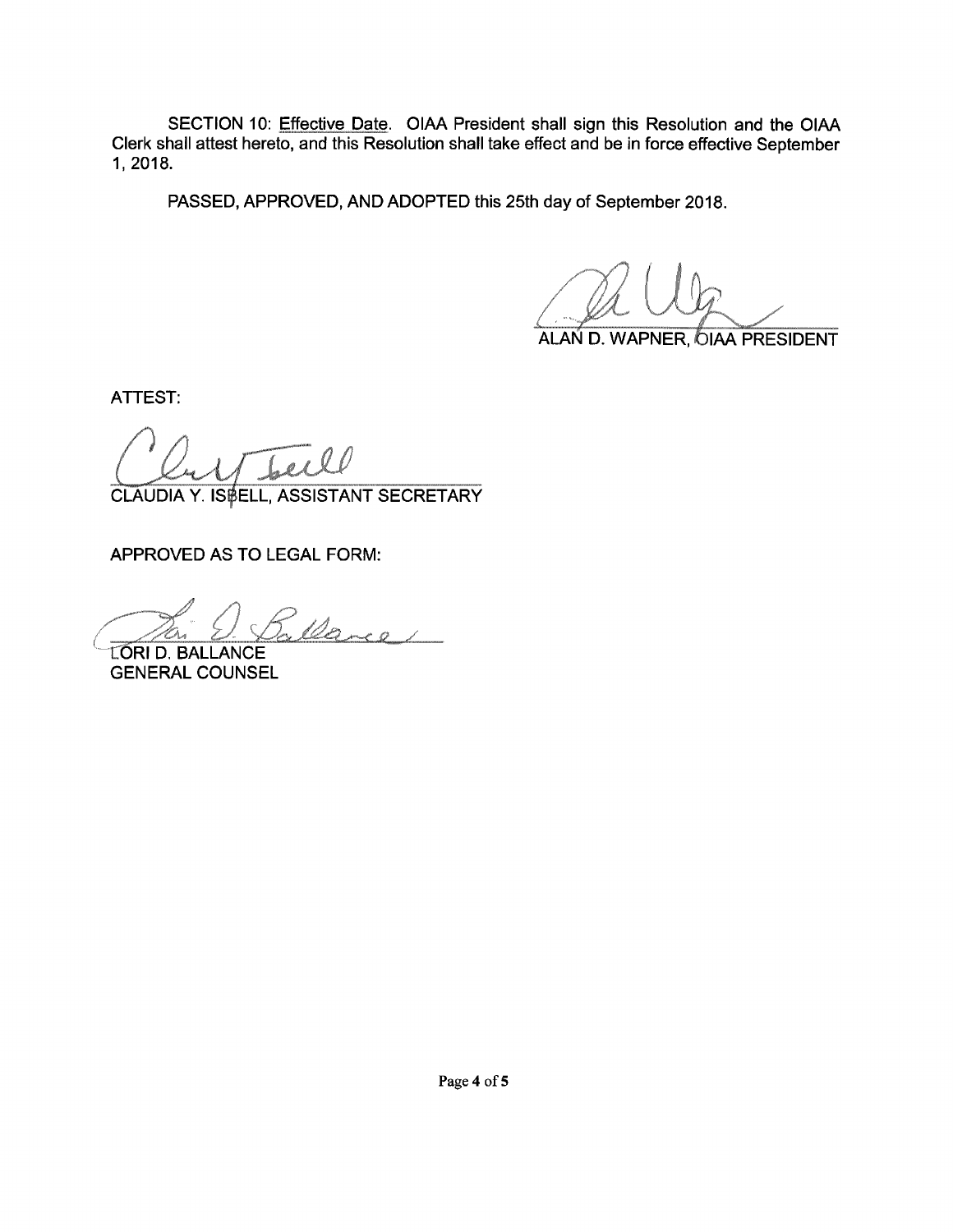SECTION 10: Effective Date. OIAA President shall sign this Resolution and the OIAA Clerk shall attest hereto, and this Resolution shall take effect and be in force effective September 1, 2018.

PASSED, APPROVED, AND ADOPTED this 25th day of September 2018.

ALAN D. WAPNER, OIAA PRESIDENT

ATTEST:

CLAUDIA Y. ISBELL, ASSISTANT SECRETARY

APPROVED AS TO LEGAL FORM:

LORI D. BALLANCE
GENERAL COUNSEL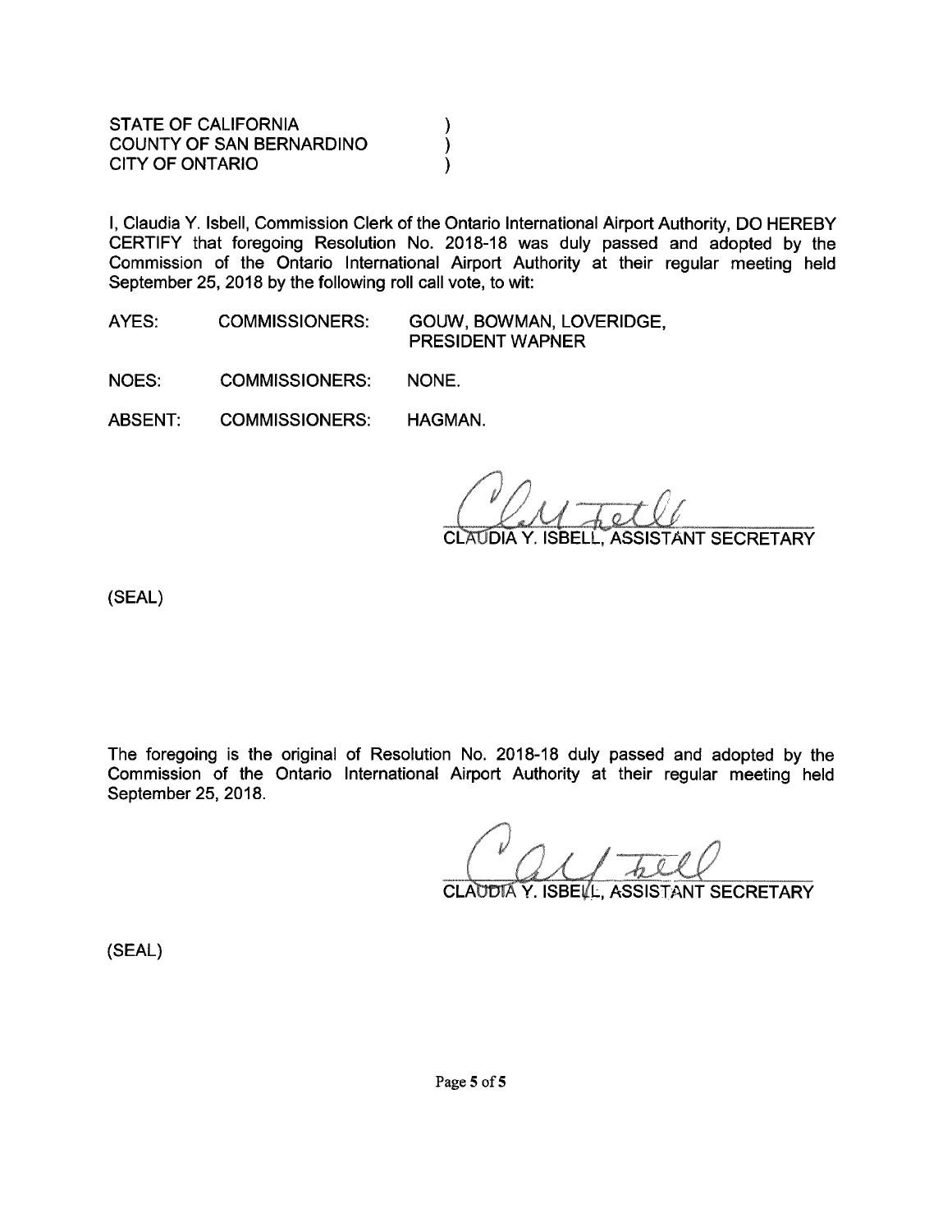STATE OF CALIFORNIA )
COUNTY OF SAN BERNARDINO )
CITY OF ONTARIO )

I, Claudia Y. Isbell, Commission Clerk of the Ontario International Airport Authority, DO HEREBY CERTIFY that foregoing Resolution No. 2018-18 was duly passed and adopted by the Commission of the Ontario International Airport Authority at their regular meeting held September 25, 2018 by the following roll call vote, to wit:

| | | |
|---|---|---|
| AYES: | COMMISSIONERS: | GOUW, BOWMAN, LOVERIDGE, PRESIDENT WAPNER |
| NOES: | COMMISSIONERS: | NONE. |
| ABSENT: | COMMISSIONERS: | HAGMAN. |

CLAUDIA Y. ISBELL, ASSISTANT SECRETARY

(SEAL)

The foregoing is the original of Resolution No. 2018-18 duly passed and adopted by the Commission of the Ontario International Airport Authority at their regular meeting held September 25, 2018.

CLAUDIA Y. ISBELL, ASSISTANT SECRETARY

(SEAL)